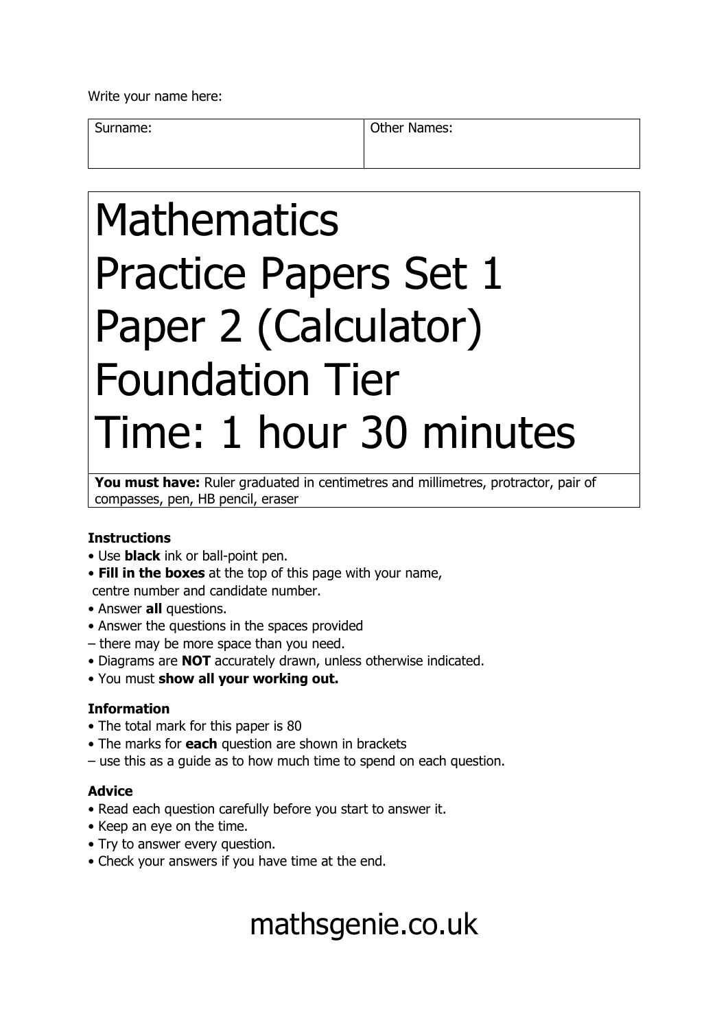Write your name here:

| Surname: | Other Names: |
| --- | --- |
| | |

# Mathematics
# Practice Papers Set 1
# Paper 2 (Calculator)
# Foundation Tier
# Time: 1 hour 30 minutes

**You must have:** Ruler graduated in centimetres and millimetres, protractor, pair of compasses, pen, HB pencil, eraser

**Instructions**

- Use **black** ink or ball-point pen.
- **Fill in the boxes** at the top of this page with your name, centre number and candidate number.
- Answer **all** questions.
- Answer the questions in the spaces provided – there may be more space than you need.
- Diagrams are **NOT** accurately drawn, unless otherwise indicated.
- You must **show all your working out.**

**Information**

- The total mark for this paper is 80
- The marks for **each** question are shown in brackets – use this as a guide as to how much time to spend on each question.

**Advice**

- Read each question carefully before you start to answer it.
- Keep an eye on the time.
- Try to answer every question.
- Check your answers if you have time at the end.

mathsgenie.co.uk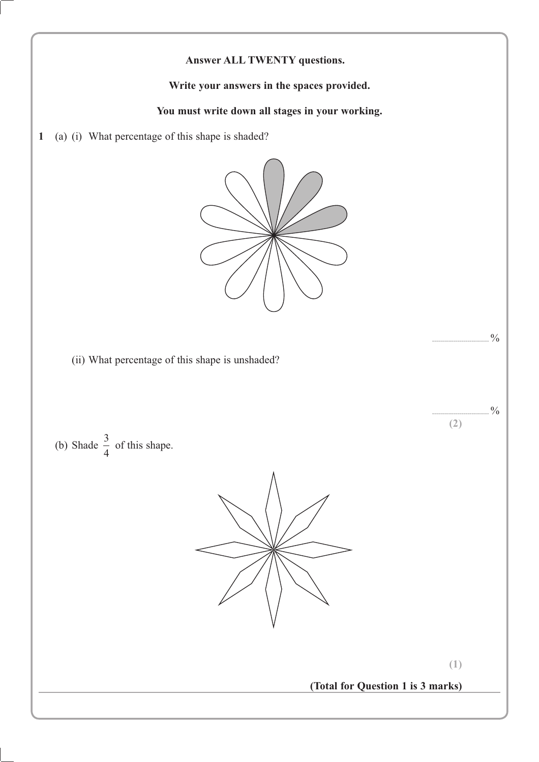**Answer ALL TWENTY questions.**

**Write your answers in the spaces provided.**

**You must write down all stages in your working.**

**1** (a) (i) What percentage of this shape is shaded?

.............................. %

(ii) What percentage of this shape is unshaded?

.............................. %

**(2)**

(b) Shade $\frac{3}{4}$ of this shape.

**(1)**

**(Total for Question 1 is 3 marks)**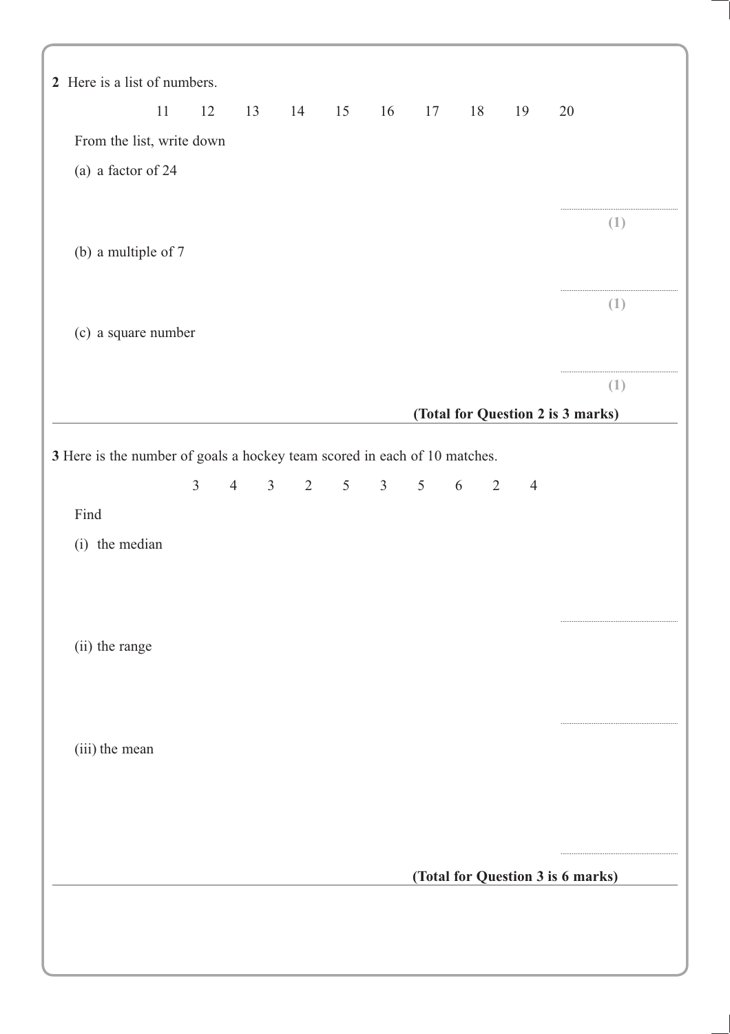**2** Here is a list of numbers.

11 12 13 14 15 16 17 18 19 20

From the list, write down

(a) a factor of 24

..........................................

**(1)**

(b) a multiple of 7

..........................................

**(1)**

(c) a square number

..........................................

**(1)**

**(Total for Question 2 is 3 marks)**

---

**3** Here is the number of goals a hockey team scored in each of 10 matches.

3 4 3 2 5 3 5 6 2 4

Find

(i) the median

..........................................

(ii) the range

..........................................

(iii) the mean

..........................................

**(Total for Question 3 is 6 marks)**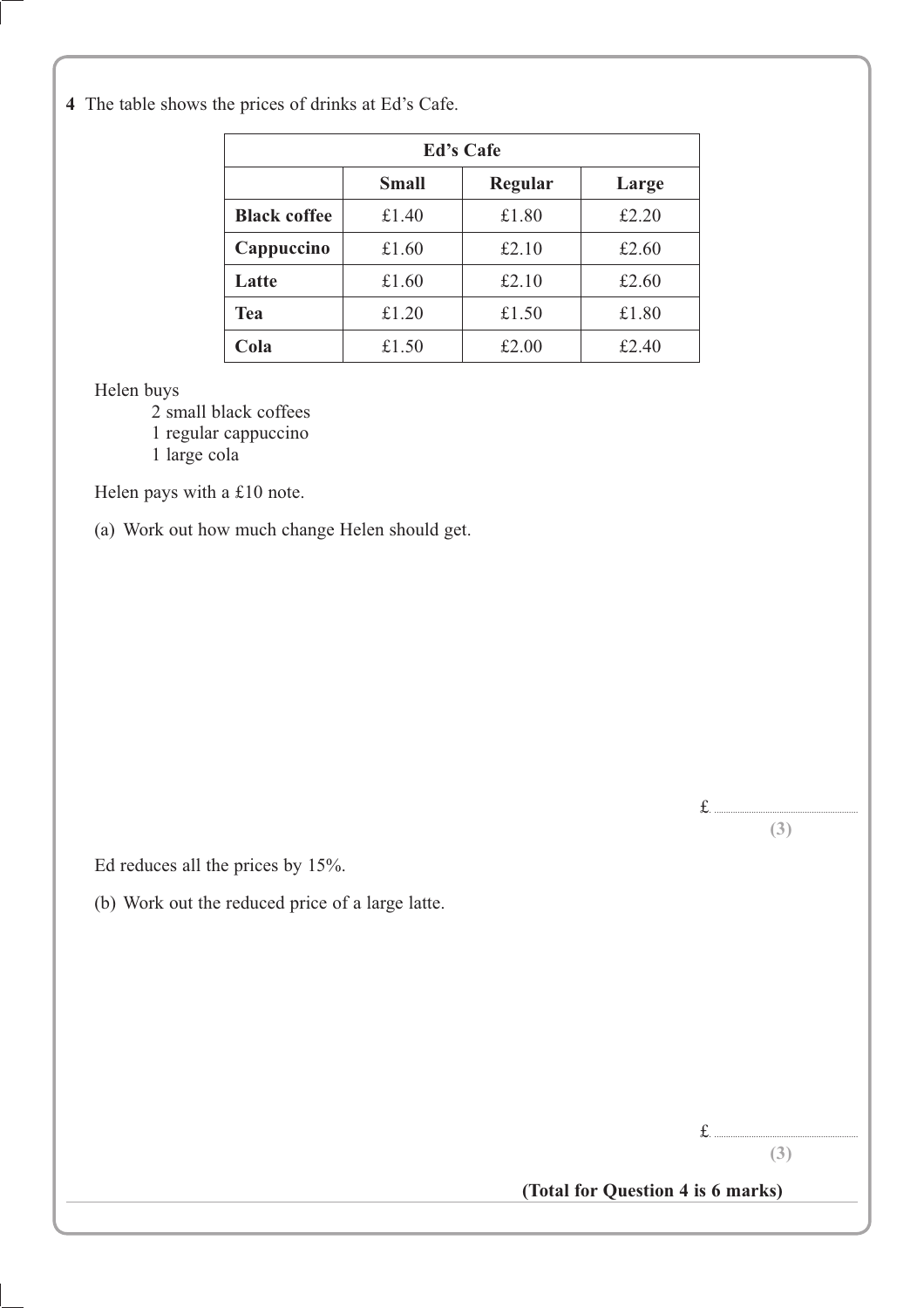**4** The table shows the prices of drinks at Ed's Cafe.

| Ed's Cafe | | | |
|---|---|---|---|
| | **Small** | **Regular** | **Large** |
| **Black coffee** | £1.40 | £1.80 | £2.20 |
| **Cappuccino** | £1.60 | £2.10 | £2.60 |
| **Latte** | £1.60 | £2.10 | £2.60 |
| **Tea** | £1.20 | £1.50 | £1.80 |
| **Cola** | £1.50 | £2.00 | £2.40 |

Helen buys

2 small black coffees
1 regular cappuccino
1 large cola

Helen pays with a £10 note.

(a) Work out how much change Helen should get.

£ ..............................................

**(3)**

Ed reduces all the prices by 15%.

(b) Work out the reduced price of a large latte.

£ ..............................................

**(3)**

**(Total for Question 4 is 6 marks)**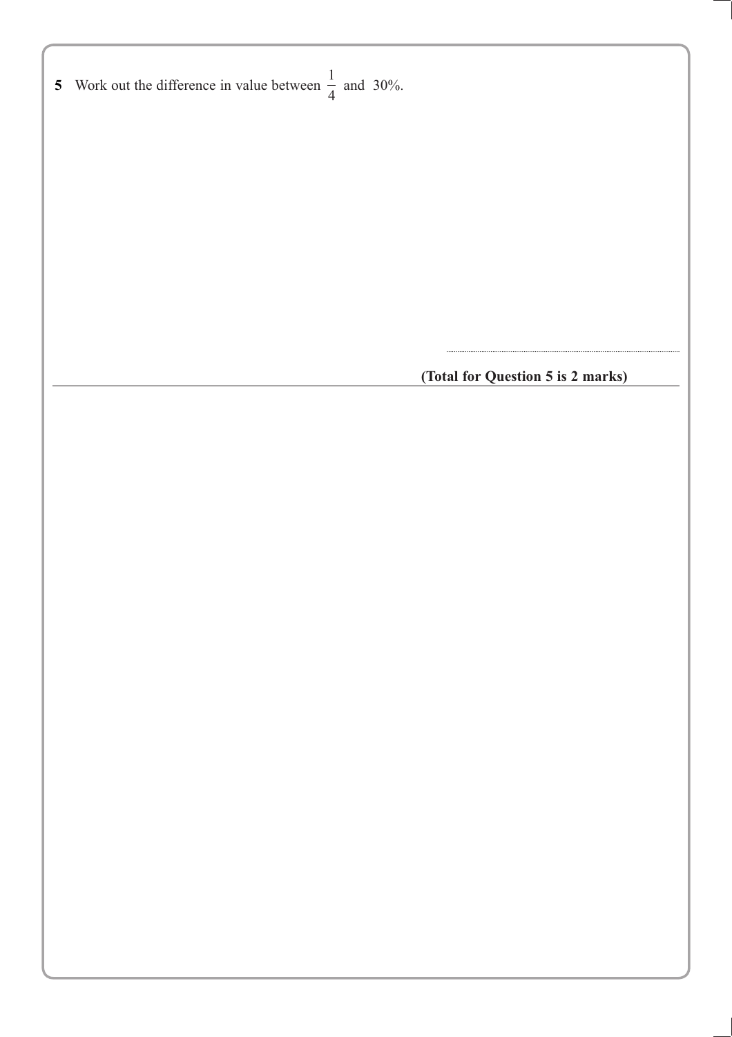**5** Work out the difference in value between $\frac{1}{4}$ and 30%.

..............................................................

**(Total for Question 5 is 2 marks)**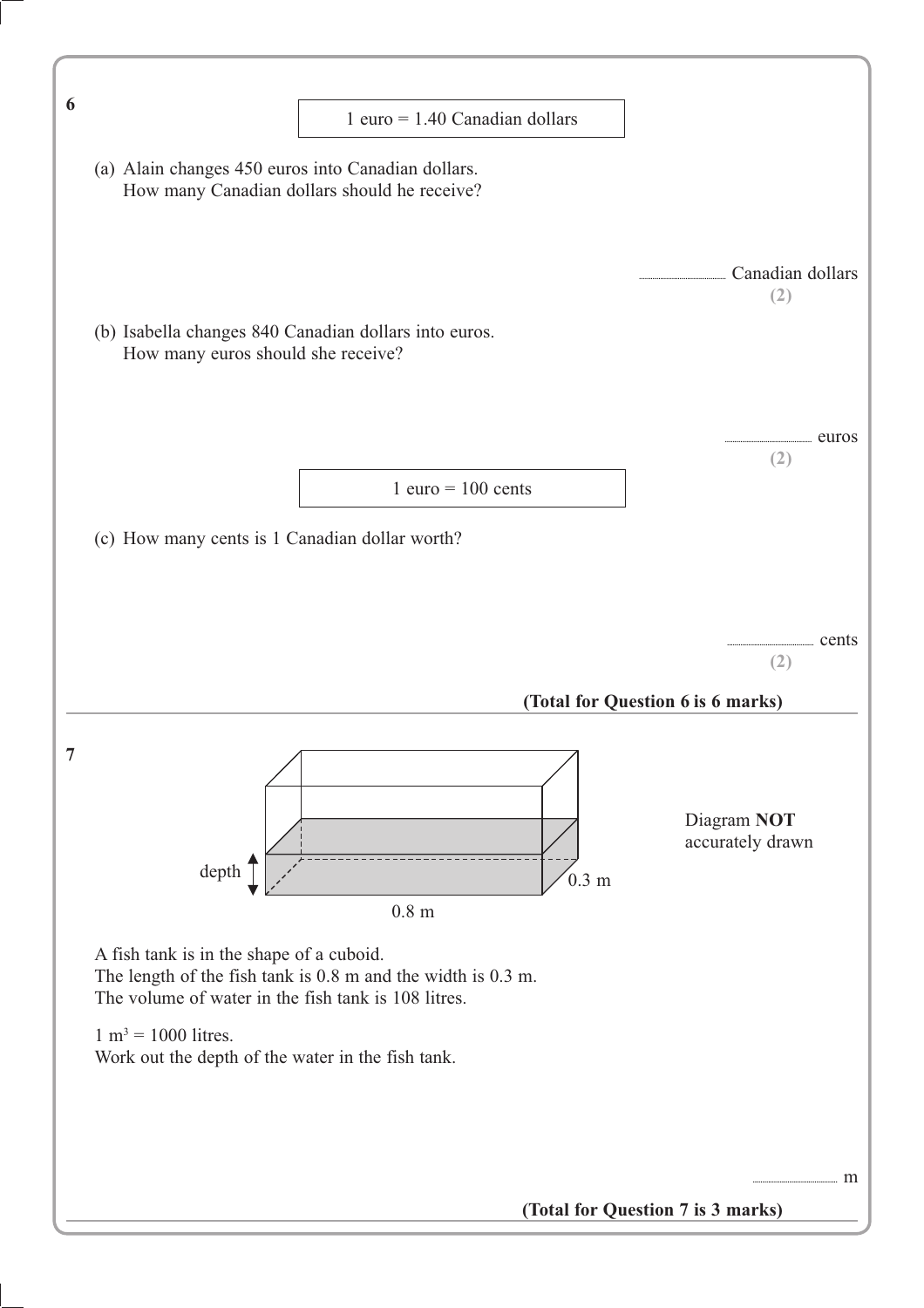**6**

1 euro = 1.40 Canadian dollars

(a) Alain changes 450 euros into Canadian dollars.
How many Canadian dollars should he receive?

.................................. Canadian dollars
**(2)**

(b) Isabella changes 840 Canadian dollars into euros.
How many euros should she receive?

.................................. euros
**(2)**

1 euro = 100 cents

(c) How many cents is 1 Canadian dollar worth?

.................................. cents
**(2)**

**(Total for Question 6 is 6 marks)**

---

**7**

depth

0.3 m

0.8 m

Diagram **NOT** accurately drawn

A fish tank is in the shape of a cuboid.
The length of the fish tank is 0.8 m and the width is 0.3 m.
The volume of water in the fish tank is 108 litres.

$1 \text{ m}^3 = 1000$ litres.
Work out the depth of the water in the fish tank.

.................................. m

**(Total for Question 7 is 3 marks)**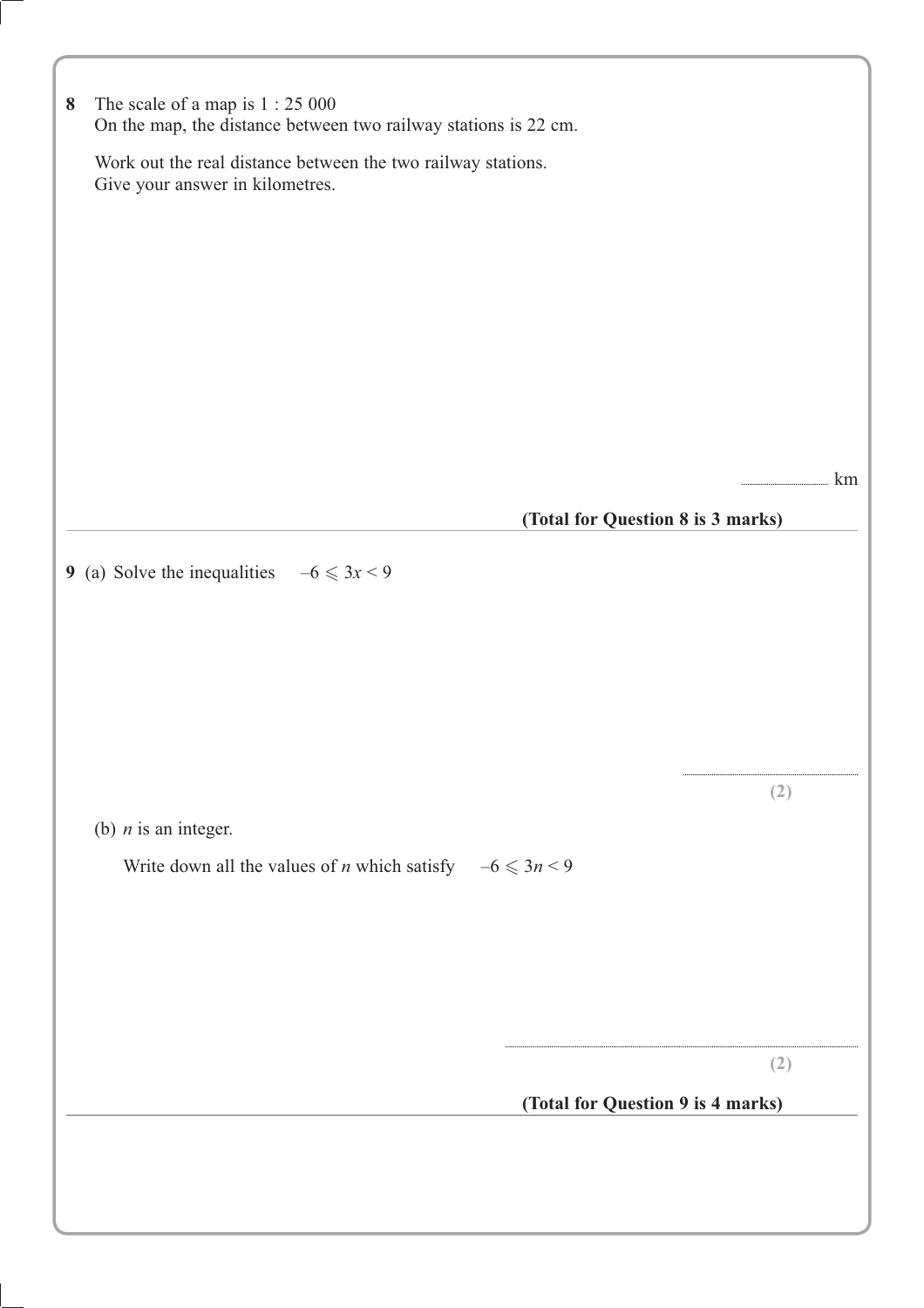**8** The scale of a map is 1 : 25 000
On the map, the distance between two railway stations is 22 cm.

Work out the real distance between the two railway stations.
Give your answer in kilometres.

.......................... km

**(Total for Question 8 is 3 marks)**

---

**9** (a) Solve the inequalities $-6 \leqslant 3x < 9$

..........................................

**(2)**

(b) $n$ is an integer.

Write down all the values of $n$ which satisfy $-6 \leqslant 3n < 9$

..........................................

**(2)**

**(Total for Question 9 is 4 marks)**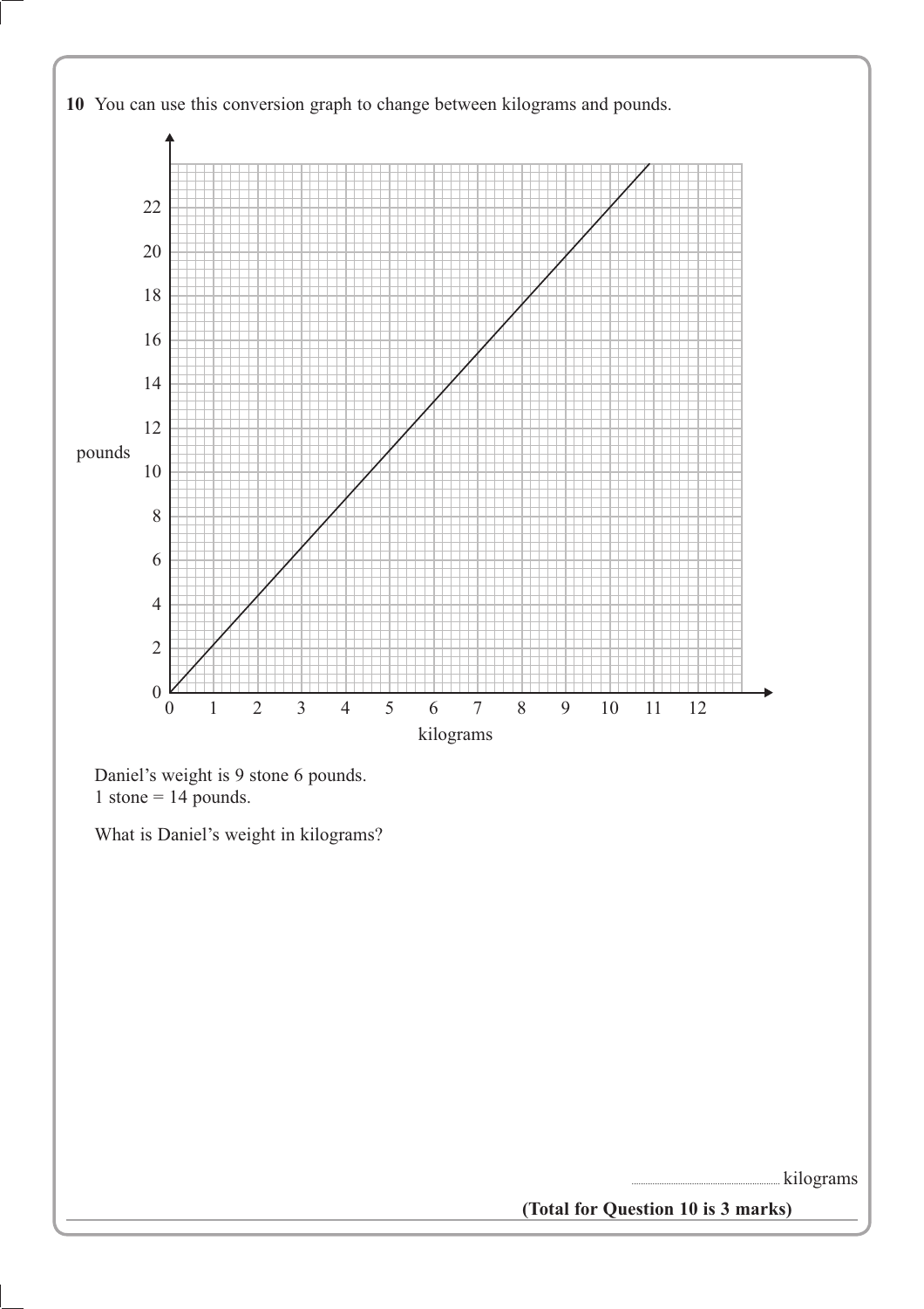**10** You can use this conversion graph to change between kilograms and pounds.

Daniel's weight is 9 stone 6 pounds.
1 stone = 14 pounds.

What is Daniel's weight in kilograms?

.............................................. kilograms

**(Total for Question 10 is 3 marks)**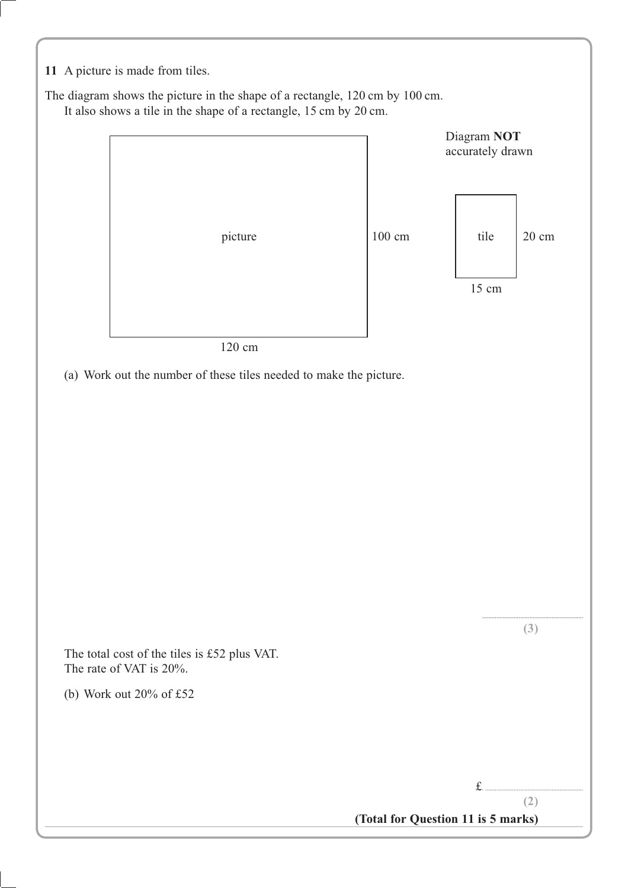**11** A picture is made from tiles.

The diagram shows the picture in the shape of a rectangle, 120 cm by 100 cm.
It also shows a tile in the shape of a rectangle, 15 cm by 20 cm.

Diagram **NOT** accurately drawn

picture — 120 cm by 100 cm

tile — 15 cm by 20 cm

(a) Work out the number of these tiles needed to make the picture.

..............................
**(3)**

The total cost of the tiles is £52 plus VAT.
The rate of VAT is 20%.

(b) Work out 20% of £52

£..............................
**(2)**

**(Total for Question 11 is 5 marks)**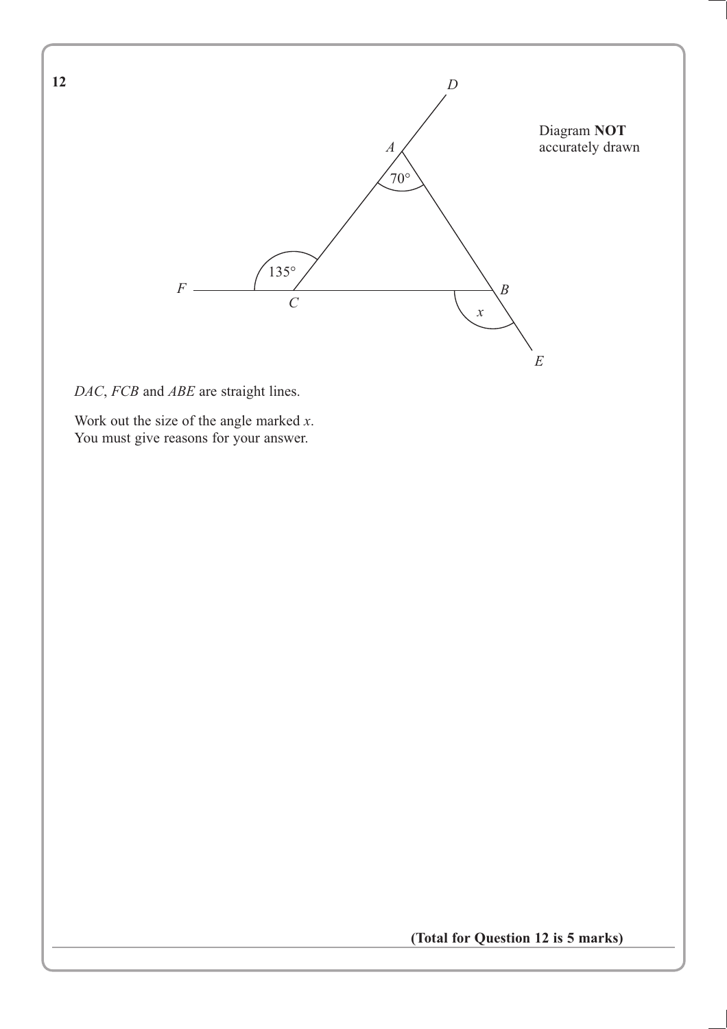**12**

Diagram **NOT** accurately drawn

*DAC*, *FCB* and *ABE* are straight lines.

Work out the size of the angle marked $x$.
You must give reasons for your answer.

**(Total for Question 12 is 5 marks)**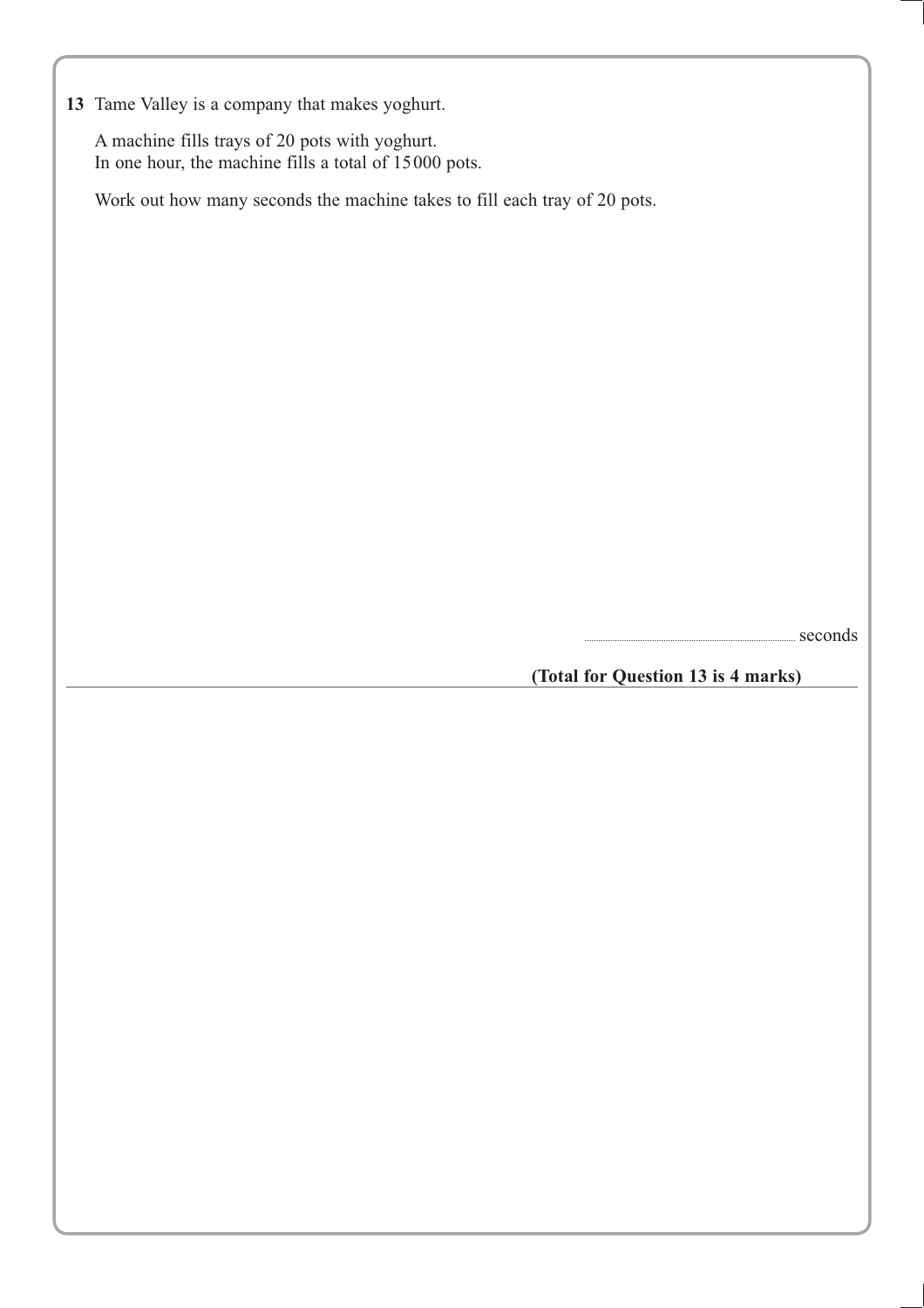**13** Tame Valley is a company that makes yoghurt.

A machine fills trays of 20 pots with yoghurt.
In one hour, the machine fills a total of 15 000 pots.

Work out how many seconds the machine takes to fill each tray of 20 pots.

.......................................... seconds

**(Total for Question 13 is 4 marks)**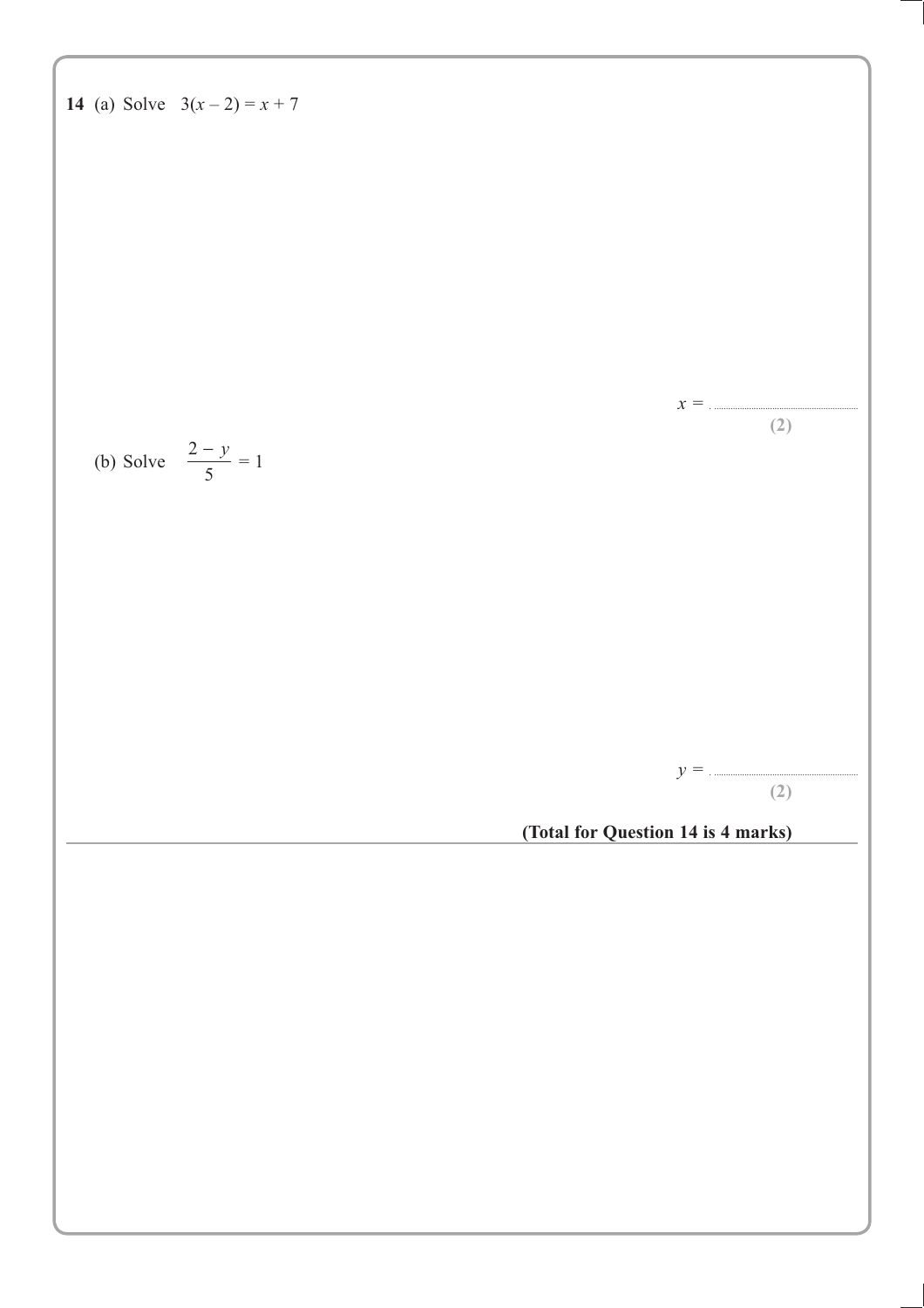**14** (a) Solve $3(x-2) = x + 7$

$x =$ ..............................

**(2)**

(b) Solve $\dfrac{2-y}{5} = 1$

$y =$ ..............................

**(2)**

**(Total for Question 14 is 4 marks)**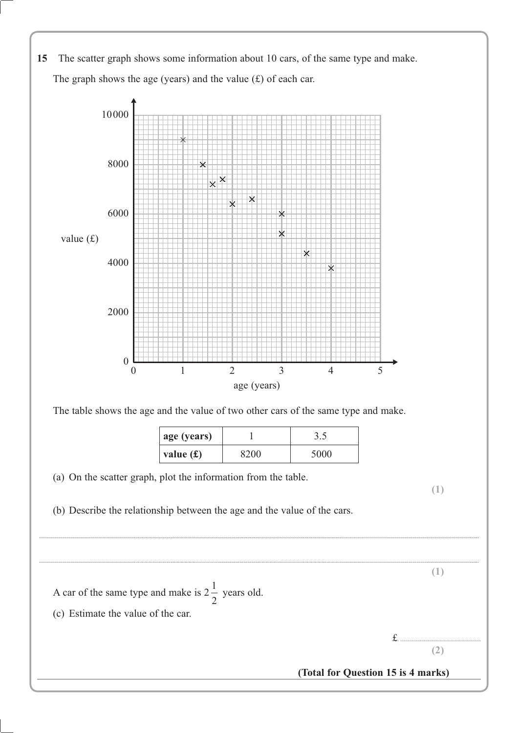**15** The scatter graph shows some information about 10 cars, of the same type and make.

The graph shows the age (years) and the value (£) of each car.

The table shows the age and the value of two other cars of the same type and make.

| **age (years)** | 1 | 3.5 |
|---|---|---|
| **value (£)** | 8200 | 5000 |

(a) On the scatter graph, plot the information from the table.

**(1)**

(b) Describe the relationship between the age and the value of the cars.

..................................................................................................................................................

..................................................................................................................................................

**(1)**

A car of the same type and make is $2\frac{1}{2}$ years old.

(c) Estimate the value of the car.

£ ..............................

**(2)**

**(Total for Question 15 is 4 marks)**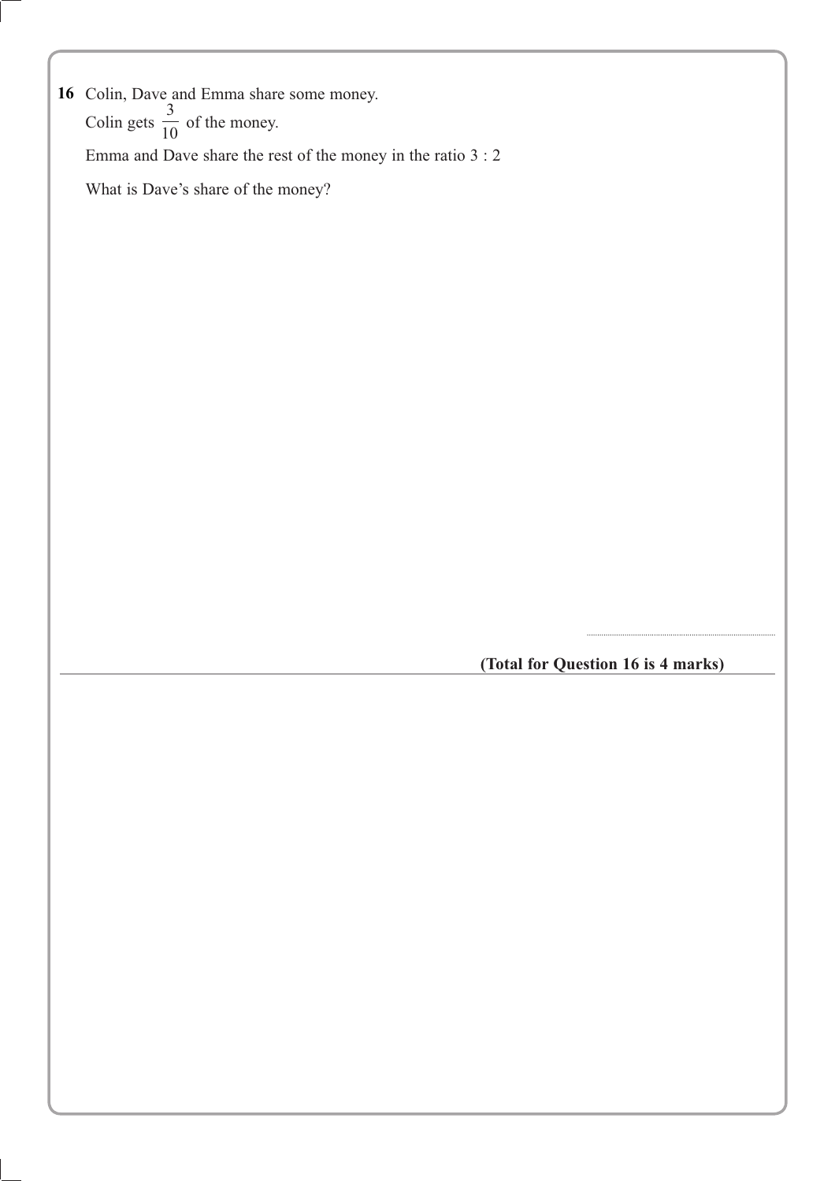**16** Colin, Dave and Emma share some money.

Colin gets $\frac{3}{10}$ of the money.

Emma and Dave share the rest of the money in the ratio 3 : 2

What is Dave's share of the money?

..............................

**(Total for Question 16 is 4 marks)**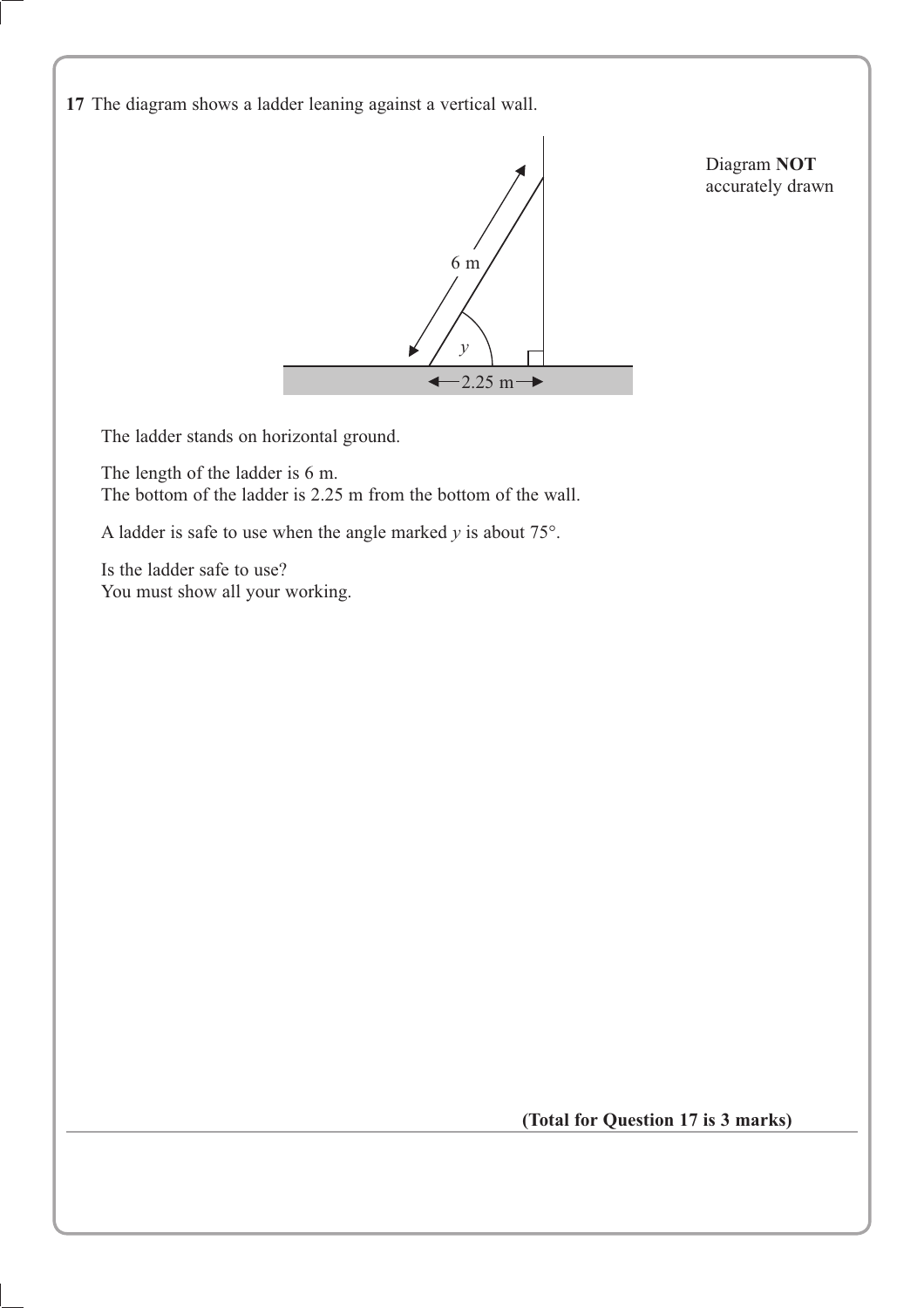**17** The diagram shows a ladder leaning against a vertical wall.

Diagram **NOT** accurately drawn

The ladder stands on horizontal ground.

The length of the ladder is 6 m.
The bottom of the ladder is 2.25 m from the bottom of the wall.

A ladder is safe to use when the angle marked $y$ is about 75°.

Is the ladder safe to use?
You must show all your working.

**(Total for Question 17 is 3 marks)**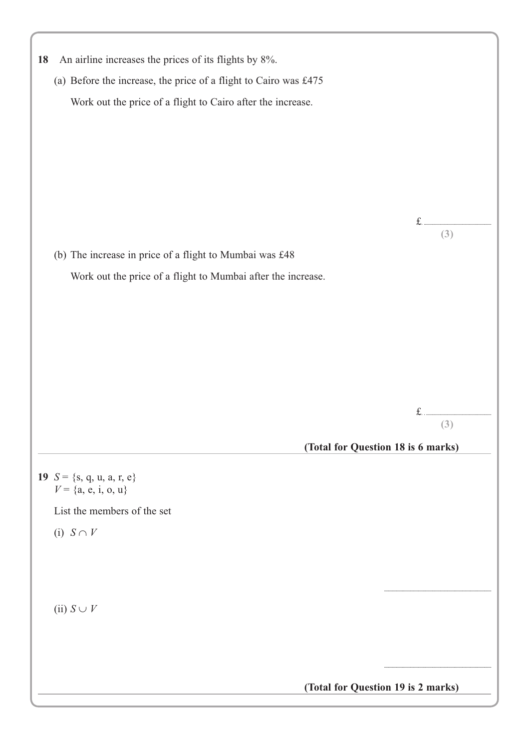**18** An airline increases the prices of its flights by 8%.

(a) Before the increase, the price of a flight to Cairo was £475

Work out the price of a flight to Cairo after the increase.

£..............................
**(3)**

(b) The increase in price of a flight to Mumbai was £48

Work out the price of a flight to Mumbai after the increase.

£..............................
**(3)**

**(Total for Question 18 is 6 marks)**

---

**19** $S = \{s, q, u, a, r, e\}$
$V = \{a, e, i, o, u\}$

List the members of the set

(i) $S \cap V$

..............................

(ii) $S \cup V$

..............................

**(Total for Question 19 is 2 marks)**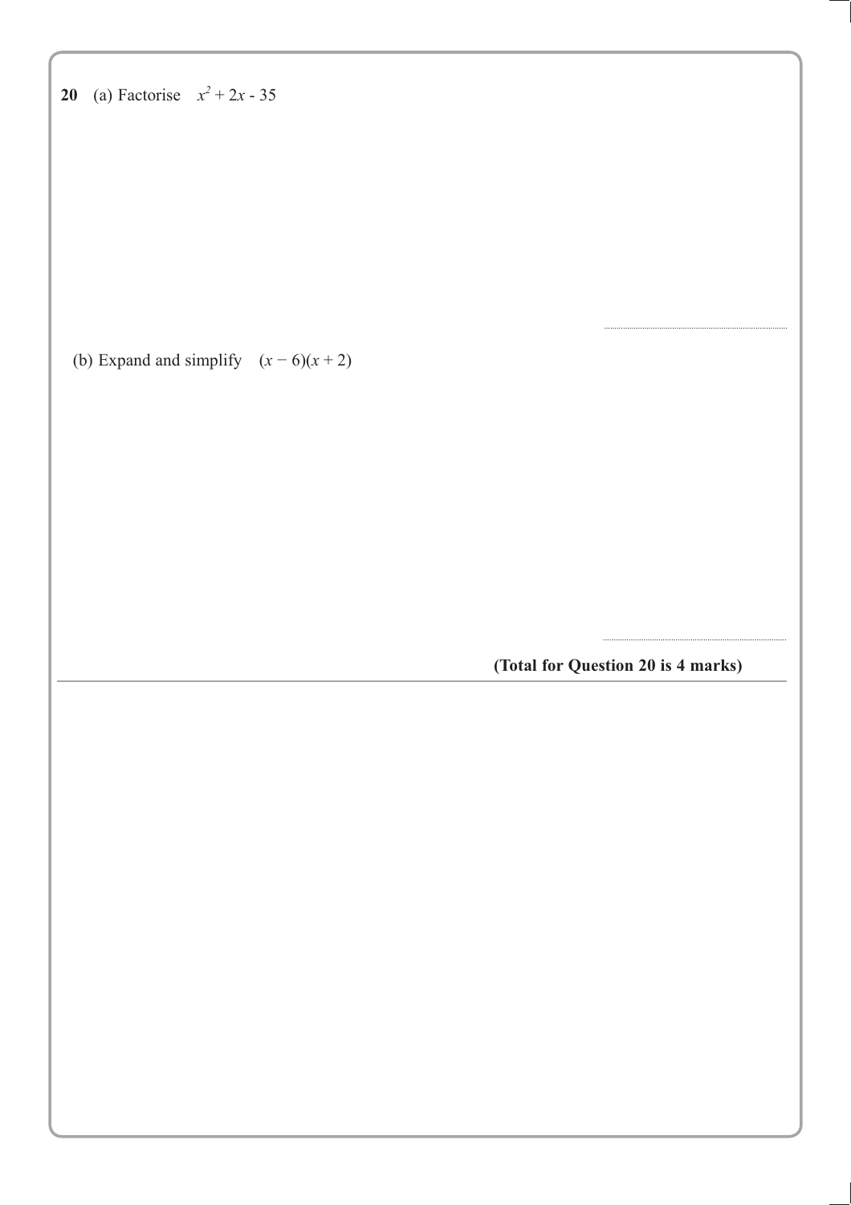**20** (a) Factorise $x^2 + 2x - 35$

..............................................................

(b) Expand and simplify $(x - 6)(x + 2)$

..............................................................

**(Total for Question 20 is 4 marks)**